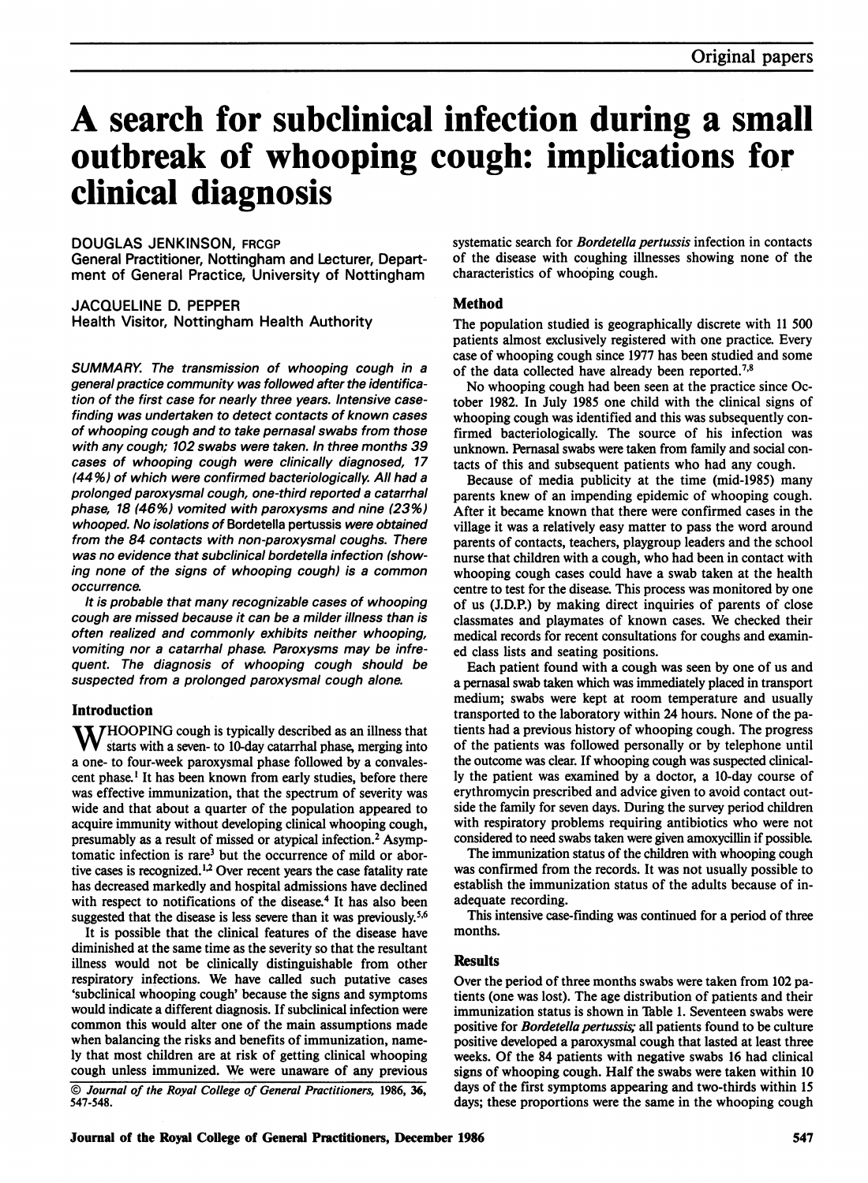Original papers

# A search for subclinical infection during a small outbreak of whooping cough: implications for clinical diagnosis

DOUGLAS JENKINSON, FRCGP
General Practitioner, Nottingham and Lecturer, Department of General Practice, University of Nottingham

JACQUELINE D. PEPPER
Health Visitor, Nottingham Health Authority

*SUMMARY. The transmission of whooping cough in a general practice community was followed after the identification of the first case for nearly three years. Intensive case-finding was undertaken to detect contacts of known cases of whooping cough and to take pernasal swabs from those with any cough; 102 swabs were taken. In three months 39 cases of whooping cough were clinically diagnosed, 17 (44%) of which were confirmed bacteriologically. All had a prolonged paroxysmal cough, one-third reported a catarrhal phase, 18 (46%) vomited with paroxysms and nine (23%) whooped. No isolations of* Bordetella pertussis *were obtained from the 84 contacts with non-paroxysmal coughs. There was no evidence that subclinical bordetella infection (showing none of the signs of whooping cough) is a common occurrence.*

*It is probable that many recognizable cases of whooping cough are missed because it can be a milder illness than is often realized and commonly exhibits neither whooping, vomiting nor a catarrhal phase. Paroxysms may be infrequent. The diagnosis of whooping cough should be suspected from a prolonged paroxysmal cough alone.*

## Introduction

WHOOPING cough is typically described as an illness that starts with a seven- to 10-day catarrhal phase, merging into a one- to four-week paroxysmal phase followed by a convalescent phase.[1] It has been known from early studies, before there was effective immunization, that the spectrum of severity was wide and that about a quarter of the population appeared to acquire immunity without developing clinical whooping cough, presumably as a result of missed or atypical infection.[2] Asymptomatic infection is rare[3] but the occurrence of mild or abortive cases is recognized.[1,2] Over recent years the case fatality rate has decreased markedly and hospital admissions have declined with respect to notifications of the disease.[4] It has also been suggested that the disease is less severe than it was previously.[5,6]

It is possible that the clinical features of the disease have diminished at the same time as the severity so that the resultant illness would not be clinically distinguishable from other respiratory infections. We have called such putative cases 'subclinical whooping cough' because the signs and symptoms would indicate a different diagnosis. If subclinical infection were common this would alter one of the main assumptions made when balancing the risks and benefits of immunization, namely that most children are at risk of getting clinical whooping cough unless immunized. We were unaware of any previous systematic search for *Bordetella pertussis* infection in contacts of the disease with coughing illnesses showing none of the characteristics of whooping cough.

© *Journal of the Royal College of General Practitioners, 1986, 36, 547-548.*

## Method

The population studied is geographically discrete with 11 500 patients almost exclusively registered with one practice. Every case of whooping cough since 1977 has been studied and some of the data collected have already been reported.[7,8]

No whooping cough had been seen at the practice since October 1982. In July 1985 one child with the clinical signs of whooping cough was identified and this was subsequently confirmed bacteriologically. The source of his infection was unknown. Pernasal swabs were taken from family and social contacts of this and subsequent patients who had any cough.

Because of media publicity at the time (mid-1985) many parents knew of an impending epidemic of whooping cough. After it became known that there were confirmed cases in the village it was a relatively easy matter to pass the word around parents of contacts, teachers, playgroup leaders and the school nurse that children with a cough, who had been in contact with whooping cough cases could have a swab taken at the health centre to test for the disease. This process was monitored by one of us (J.D.P.) by making direct inquiries of parents of close classmates and playmates of known cases. We checked their medical records for recent consultations for coughs and examined class lists and seating positions.

Each patient found with a cough was seen by one of us and a pernasal swab taken which was immediately placed in transport medium; swabs were kept at room temperature and usually transported to the laboratory within 24 hours. None of the patients had a previous history of whooping cough. The progress of the patients was followed personally or by telephone until the outcome was clear. If whooping cough was suspected clinically the patient was examined by a doctor, a 10-day course of erythromycin prescribed and advice given to avoid contact outside the family for seven days. During the survey period children with respiratory problems requiring antibiotics who were not considered to need swabs taken were given amoxycillin if possible.

The immunization status of the children with whooping cough was confirmed from the records. It was not usually possible to establish the immunization status of the adults because of inadequate recording.

This intensive case-finding was continued for a period of three months.

## Results

Over the period of three months swabs were taken from 102 patients (one was lost). The age distribution of patients and their immunization status is shown in Table 1. Seventeen swabs were positive for *Bordetella pertussis;* all patients found to be culture positive developed a paroxysmal cough that lasted at least three weeks. Of the 84 patients with negative swabs 16 had clinical signs of whooping cough. Half the swabs were taken within 10 days of the first symptoms appearing and two-thirds within 15 days; these proportions were the same in the whooping cough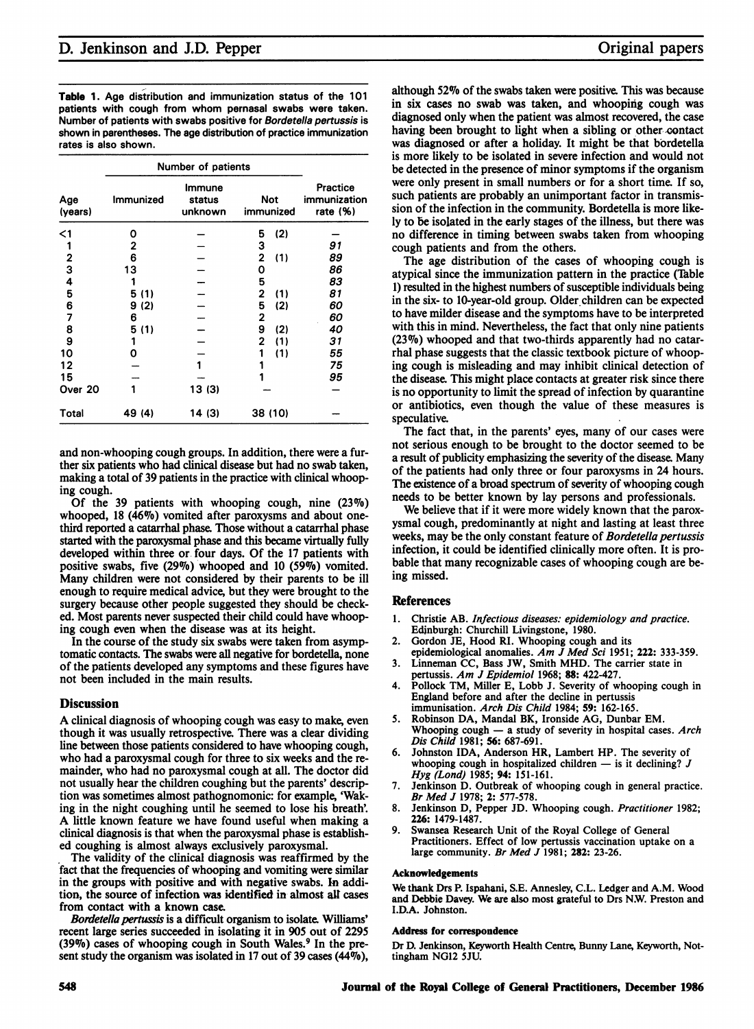**Table 1.** Age distribution and immunization status of the 101 patients with cough from whom pernasal swabs were taken. Number of patients with swabs positive for *Bordetella pertussis* is shown in parentheses. The age distribution of practice immunization rates is also shown.

| | Number of patients | | | |
|---|---|---|---|---|
| Age (years) | Immunized | Immune status unknown | Not immunized | Practice immunization rate (%) |
| <1 | 0 | — | 5 (2) | — |
| 1 | 2 | — | 3 | 91 |
| 2 | 6 | — | 2 (1) | 89 |
| 3 | 13 | — | 0 | 86 |
| 4 | 1 | — | 5 | 83 |
| 5 | 5 (1) | — | 2 (1) | 81 |
| 6 | 9 (2) | — | 5 (2) | 60 |
| 7 | 6 | — | 2 | 60 |
| 8 | 5 (1) | — | 9 (2) | 40 |
| 9 | 1 | — | 2 (1) | 31 |
| 10 | 0 | — | 1 (1) | 55 |
| 12 | — | 1 | 1 | 75 |
| 15 | — | — | 1 | 95 |
| Over 20 | 1 | 13 (3) | — | — |
| Total | 49 (4) | 14 (3) | 38 (10) | — |

and non-whooping cough groups. In addition, there were a further six patients who had clinical disease but had no swab taken, making a total of 39 patients in the practice with clinical whooping cough.

Of the 39 patients with whooping cough, nine (23%) whooped, 18 (46%) vomited after paroxysms and about one-third reported a catarrhal phase. Those without a catarrhal phase started with the paroxysmal phase and this became virtually fully developed within three or four days. Of the 17 patients with positive swabs, five (29%) whooped and 10 (59%) vomited. Many children were not considered by their parents to be ill enough to require medical advice, but they were brought to the surgery because other people suggested they should be checked. Most parents never suspected their child could have whooping cough even when the disease was at its height.

In the course of the study six swabs were taken from asymptomatic contacts. The swabs were all negative for bordetella, none of the patients developed any symptoms and these figures have not been included in the main results.

## Discussion

A clinical diagnosis of whooping cough was easy to make, even though it was usually retrospective. There was a clear dividing line between those patients considered to have whooping cough, who had a paroxysmal cough for three to six weeks and the remainder, who had no paroxysmal cough at all. The doctor did not usually hear the children coughing but the parents' description was sometimes almost pathognomonic: for example, 'Waking in the night coughing until he seemed to lose his breath'. A little known feature we have found useful when making a clinical diagnosis is that when the paroxysmal phase is established coughing is almost always exclusively paroxysmal.

The validity of the clinical diagnosis was reaffirmed by the fact that the frequencies of whooping and vomiting were similar in the groups with positive and with negative swabs. In addition, the source of infection was identified in almost all cases from contact with a known case.

*Bordetella pertussis* is a difficult organism to isolate. Williams' recent large series succeeded in isolating it in 905 out of 2295 (39%) cases of whooping cough in South Wales.[9] In the present study the organism was isolated in 17 out of 39 cases (44%), although 52% of the swabs taken were positive. This was because in six cases no swab was taken, and whooping cough was diagnosed only when the patient was almost recovered, the case having been brought to light when a sibling or other contact was diagnosed or after a holiday. It might be that bordetella is more likely to be isolated in severe infection and would not be detected in the presence of minor symptoms if the organism were only present in small numbers or for a short time. If so, such patients are probably an unimportant factor in transmission of the infection in the community. Bordetella is more likely to be isolated in the early stages of the illness, but there was no difference in timing between swabs taken from whooping cough patients and from the others.

The age distribution of the cases of whooping cough is atypical since the immunization pattern in the practice (Table 1) resulted in the highest numbers of susceptible individuals being in the six- to 10-year-old group. Older children can be expected to have milder disease and the symptoms have to be interpreted with this in mind. Nevertheless, the fact that only nine patients (23%) whooped and that two-thirds apparently had no catarrhal phase suggests that the classic textbook picture of whooping cough is misleading and may inhibit clinical detection of the disease. This might place contacts at greater risk since there is no opportunity to limit the spread of infection by quarantine or antibiotics, even though the value of these measures is speculative.

The fact that, in the parents' eyes, many of our cases were not serious enough to be brought to the doctor seemed to be a result of publicity emphasizing the severity of the disease. Many of the patients had only three or four paroxysms in 24 hours. The existence of a broad spectrum of severity of whooping cough needs to be better known by lay persons and professionals.

We believe that if it were more widely known that the paroxysmal cough, predominantly at night and lasting at least three weeks, may be the only constant feature of *Bordetella pertussis* infection, it could be identified clinically more often. It is probable that many recognizable cases of whooping cough are being missed.

## References

1. Christie AB. *Infectious diseases: epidemiology and practice.* Edinburgh: Churchill Livingstone, 1980.
2. Gordon JE, Hood RI. Whooping cough and its epidemiological anomalies. *Am J Med Sci* 1951; **222:** 333-359.
3. Linneman CC, Bass JW, Smith MHD. The carrier state in pertussis. *Am J Epidemiol* 1968; **88:** 422-427.
4. Pollock TM, Miller E, Lobb J. Severity of whooping cough in England before and after the decline in pertussis immunisation. *Arch Dis Child* 1984; **59:** 162-165.
5. Robinson DA, Mandal BK, Ironside AG, Dunbar EM. Whooping cough — a study of severity in hospital cases. *Arch Dis Child* 1981; **56:** 687-691.
6. Johnston IDA, Anderson HR, Lambert HP. The severity of whooping cough in hospitalized children — is it declining? *J Hyg (Lond)* 1985; **94:** 151-161.
7. Jenkinson D. Outbreak of whooping cough in general practice. *Br Med J* 1978; **2:** 577-578.
8. Jenkinson D, Pepper JD. Whooping cough. *Practitioner* 1982; **226:** 1479-1487.
9. Swansea Research Unit of the Royal College of General Practitioners. Effect of low pertussis vaccination uptake on a large community. *Br Med J* 1981; **282:** 23-26.

#### Acknowledgements

We thank Drs P. Ispahani, S.E. Annesley, C.L. Ledger and A.M. Wood and Debbie Davey. We are also most grateful to Drs N.W. Preston and I.D.A. Johnston.

#### Address for correspondence

Dr D. Jenkinson, Keyworth Health Centre, Bunny Lane, Keyworth, Nottingham NG12 5JU.